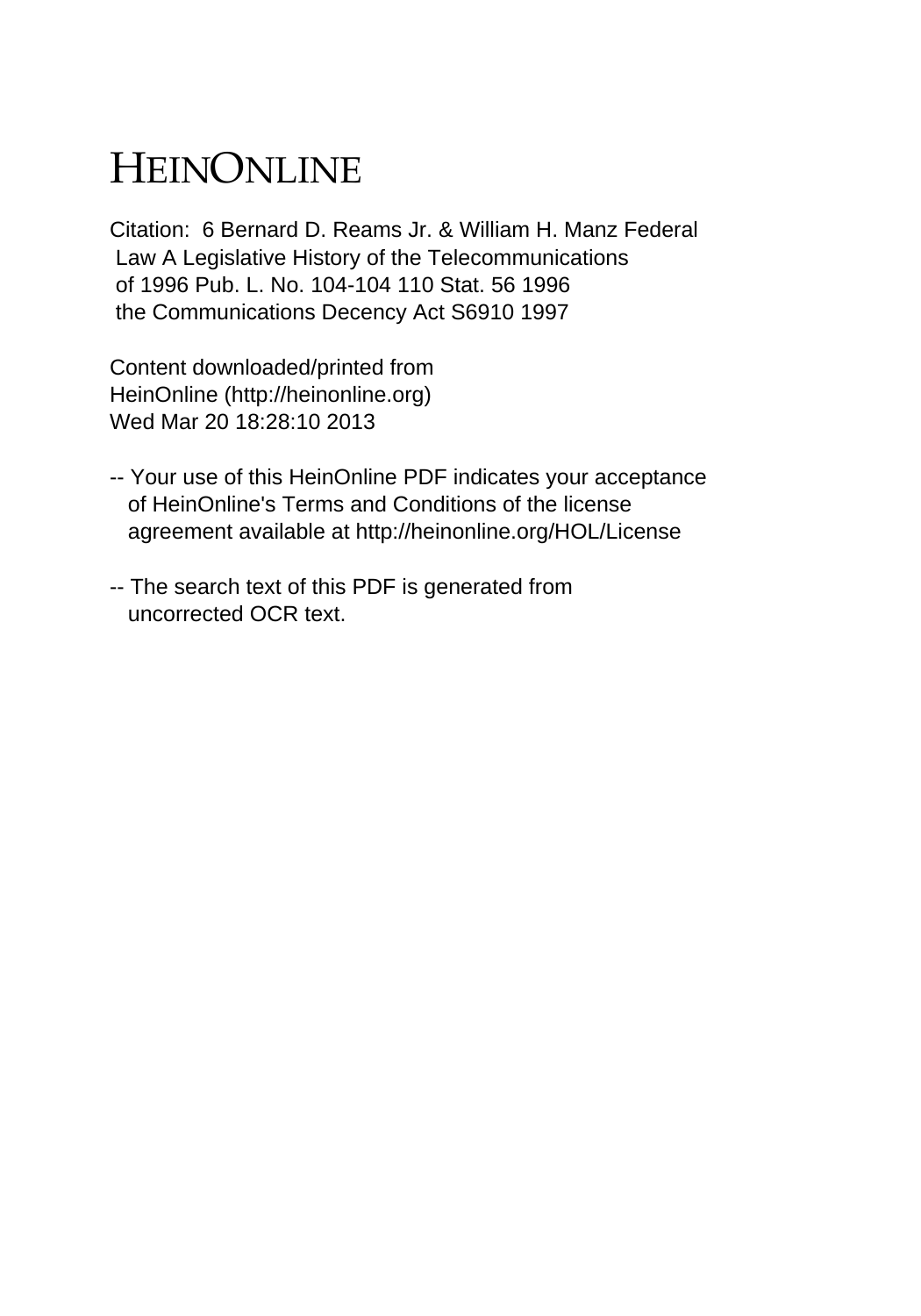# HEINONLINE

Citation: 6 Bernard D. Reams Jr. & William H. Manz Federal Law A Legislative History of the Telecommunications of 1996 Pub. L. No. 104-104 110 Stat. 56 1996 the Communications Decency Act S6910 1997

Content downloaded/printed from HeinOnline (http://heinonline.org)
Wed Mar 20 18:28:10 2013

-- Your use of this HeinOnline PDF indicates your acceptance of HeinOnline's Terms and Conditions of the license agreement available at http://heinonline.org/HOL/License

-- The search text of this PDF is generated from uncorrected OCR text.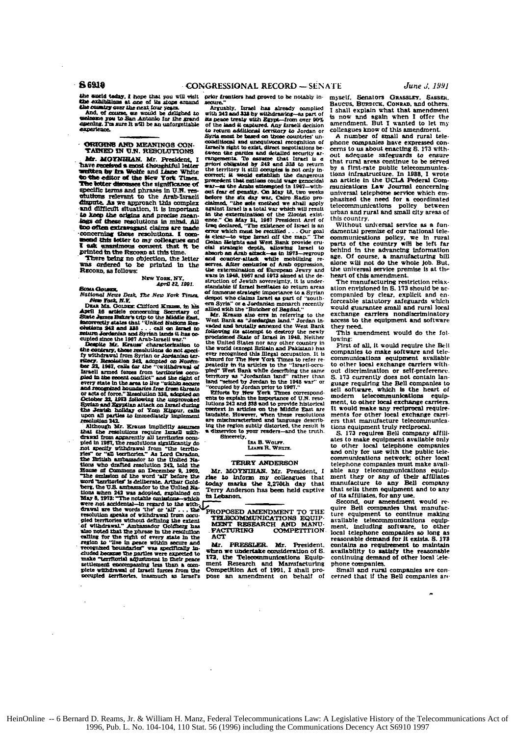the world today. I hope that you will visit the exhibitions at one of its stops around the country over the next four years.

And, of course, we would be delighted to welcome you to San Antonio for the grand opening. I'm sure it will be an unforgettable experience.

## ORIGINS AND MEANINGS CONTAINED IN U.N. RESOLUTIONS

Mr. MOYNIHAN. Mr. President, I have received a most thoughtful letter written by Ira Wolfe and Liane White to the editor of the New York Times. The letter discusses the significance of specific terms and phrases in U.N. resolutions relevant to the Arab-Israeli dispute. As we approach this complex and difficult situation, it is important to keep the origins and precise meanings of these resolutions in mind. All too often extravagant claims are made concerning these resolutions. I commend this letter to my colleagues and I ask unanimous consent that it be printed in the RECORD at this time.

There being no objection, the letter was ordered to be printed in the RECORD, as follows:

NEW YORK, NY,
*April 22, 1991.*

SOMA GOLDEN,
*National News Desk, The New York Times, New York, N.Y.*

DEAR MS. GOLDEN: Clifford Krauss, in his April 16 article concerning Secretary of State James Baker's trip to the Middle East, incorrectly states that "United Nations Resolutions 242 and 338 . . . call on Israel to return Jordanian and Syrian lands it has occupied since the 1967 Arab-Israeli war."

Despite Mr. Krauss' characterization to the contrary, these resolutions do not specify withdrawal from Syrian or Jordanian territory. Resolution 242, adopted on November 22, 1967, calls for the "(withdrawal of Israeli armed forces from territories occupied in the recent conflict" and the right of every state in the area to live "within secure and recognized boundaries free from threats or acts of force." Resolution 338, adopted on October 22, 1973 following the unprovoked Syrian and Egyptian attack on Israel during the Jewish holiday of Yom Kippur, calls upon all parties to immediately implement resolution 242.

Although Mr. Krauss implicitly assumes that the resolutions require Israeli withdrawal from apparently all territories occupied in 1967, the resolutions significantly do not specify withdrawal from "the territories" or "all territories." As Lord Caradon, the British ambassador to the United Nations who drafted resolution 242, told the House of Commons on December 9, 1969, "the omission of the word 'all' before the word 'territories' is deliberate." Arthur Goldberg, the U.S. ambassador to the United Nations when 242 was adopted, explained on May 8, 1973: "The notable omissions—which were not accidental—in regard to the withdrawal are the words 'the' or 'all' . . . the resolution speaks of withdrawal from occupied territories without defining the extent of withdrawal." Ambassador Goldberg has also noted that the phrase in the resolution calling for the right of every state in the region to "live in peace within secure and recognized boundaries" was specifically included because the parties were expected to make "territorial adjustment in their peace settlement encompassing less than a complete withdrawal of Israeli forces from the occupied territories, inasmuch as Israel's prior frontiers had proved to be notably insecure."

Arguably, Israel has already complied with 242 and 338 by withdrawing—as part of its peace treaty with Egypt—from over 90% of the land it captured. Any Israeli decision to return additional territory to Jordan or Syria must be based on those countries' unconditional and unequivocal recognition of Israel's right to exist, direct negotiations between the parties and detailed security arrangements. To assume that Israel is a priori obligated by 242 and 338 to return the territory it still occupies is not only incorrect; it would establish the dangerous precedent that nations could wage genocidal war—as the Arabs attempted in 1967—without fear of penalty. On May 18, two weeks before the six day war, Cairo Radio proclaimed, "the sole method we shall apply against Israel is a total war which will result in the extermination of the Zionist existence." On May 31, 1967 President Aref of Iraq declared, "The existence of Israel is an error which must be rectified . . . Our goal is clear—to wipe Israel off the map." The Golan Heights and West Bank provide crucial strategic depth, allowing Israel to absorb an Arab attack—as in 1973—regroup and counter-attack while mobilizing reserves. After centuries of Arab oppression, the extermination of European Jewry and wars in 1948, 1967 and 1973 aimed at the destruction of Jewish sovereignty, it is understandable if Israel hesitates to return areas of immense strategic importance to a Syrian despot who claims Israel as part of "southern Syria" or a Jordanian monarch recently allied with the "Butcher of Bagdad."

Mr. Krauss also errs in referring to the West Bank as "Jordanian land." Jordan invaded and brutally annexed the West Bank following its attempt to destroy the newly proclaimed State of Israel in 1948. Neither the United States nor any other country in the world (except Britain and Pakistan) has ever recognized this illegal occupation. It is absurd for The New York Times to refer repeatedly in its articles to the "Israeli-occupied" West Bank while describing the same territory as "Jordanian land" rather than land "seized by Jordan in the 1948 war" or "occupied by Jordan prior to 1967."

Efforts by New York Times correspondents to explain the importance of U.N. resolutions 242 and 338 and to provide historical context in articles on the Middle East are laudable. However, when these resolutions are mischaracterized and language describing the region subtly distorted, the result is a disservice to your readers—and the truth.

Sincerely,

IRA B. WOLFF.
LIANE R. WHITE.

## TERRY ANDERSON

Mr. MOYNIHAN. Mr. President, I rise to inform my colleagues that today marks the 2,270th day that Terry Anderson has been held captive in Lebanon.

## PROPOSED AMENDMENT TO THE TELECOMMUNICATIONS EQUIPMENT RESEARCH AND MANUFACTURING COMPETITION ACT

Mr. PRESSLER. Mr. President, when we undertake consideration of S. 173, the Telecommunications Equipment Research and Manufacturing Competition Act of 1991, I shall propose an amendment on behalf of myself, Senators GRASSLEY, SASSER, BAUCUS, BURDICK, CONRAD, and others. I shall explain what that amendment is now and again when I offer the amendment. But I wanted to let my colleagues know of this amendment.

A number of small and rural telephone companies have expressed concerns to us about enacting S. 173 without adequate safeguards to ensure that rural areas continue to be served by a first-rate public telecommunications infrastructure. In 1988, I wrote an article in the UCLA Federal Communications Law Journal concerning universal telephone service which emphasized the need for a coordinated telecommunications policy between urban and rural and small city areas of this country.

Without universal service as a fundamental premise of our national telecommunications policy, we in rural parts of the country will be left far behind in the advancing information age. Of course, a manufacturing bill alone will not do the whole job. But, the universal service premise is at the heart of this amendment.

The manufacturing restriction relaxation envisioned in S. 173 should be accompanied by clear, explicit and enforceable statutory safeguards which would guarantee small and rural local exchange carriers nondiscriminatory access to the equipment and software they need.

This amendment would do the following:

First of all, it would require the Bell companies to make software and telecommunications equipment available to other local exchange carriers without discrimination or self-preference. S. 173 currently does not contain language requiring the Bell companies to sell software, which is the heart of modern telecommunications equipment, to other local exchange carriers. It would make any reciprocal requirements for other local exchange carriers that manufacture telecommunications equipment truly reciprocal.

S. 173 requires Bell company affiliates to make equipment available only to other local telephone companies and only for use with the public telecommunications network; other local telephone companies must make available any telecommunications equipment they or any of their affiliates manufacture to any Bell company that sells them equipment and to any of its affiliates, for any use.

Second, our amendment would require Bell companies that manufacture equipment to continue making available telecommunications equipment, including software, to other local telephone companies so long as reasonable demand for it exists. S. 173 contains no requirement to maintain availability to satisfy the reasonable continuing demand of other local telephone companies.

Small and rural companies are concerned that if the Bell companies are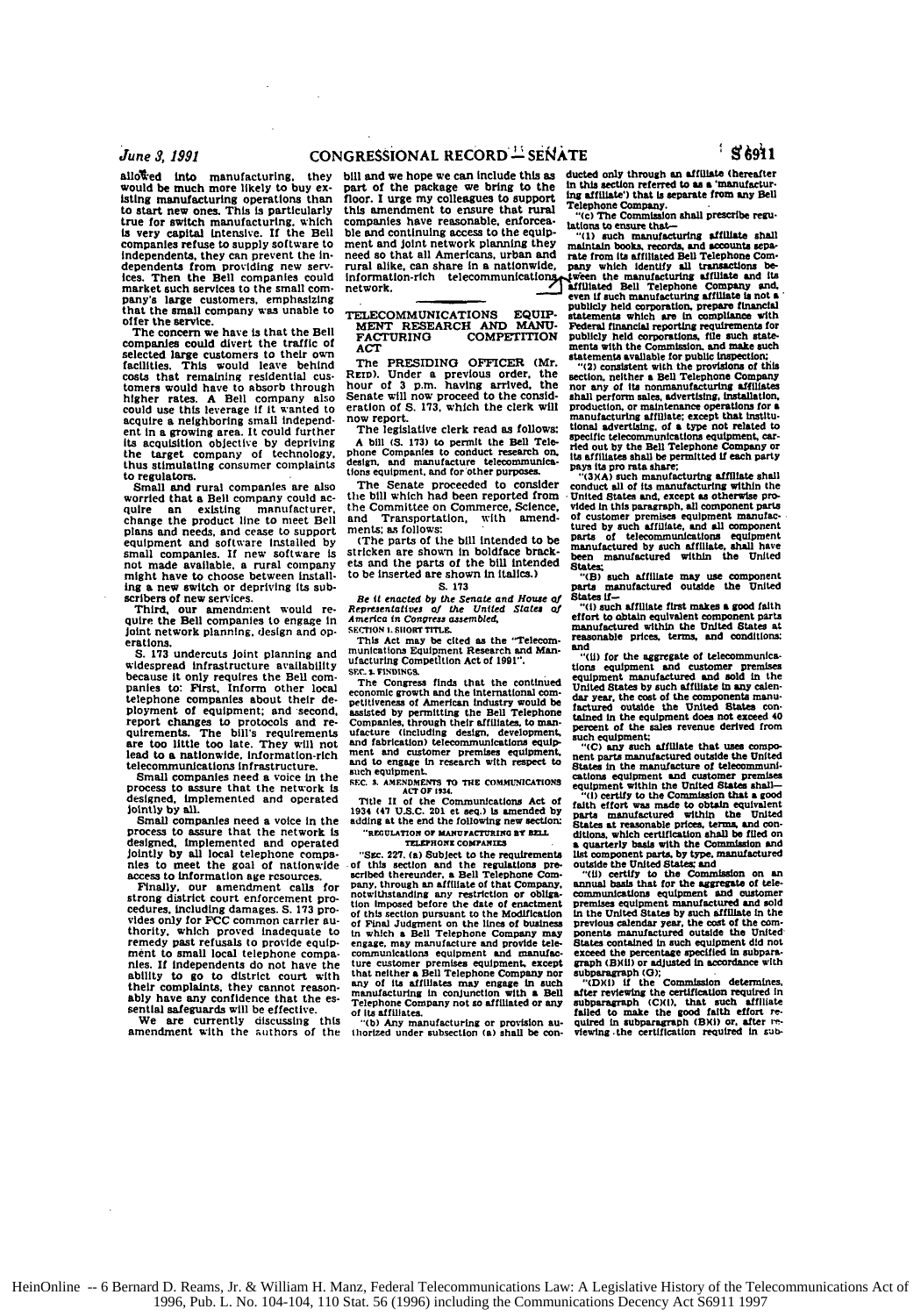allowed into manufacturing, they would be much more likely to buy existing manufacturing operations than to start new ones. This is particularly true for switch manufacturing, which is very capital intensive. If the Bell companies refuse to supply software to independents, they can prevent the independents from providing new services. Then the Bell companies could market such services to the small company's large customers, emphasizing that the small company was unable to offer the service.

The concern we have is that the Bell companies could divert the traffic of selected large customers to their own facilities. This would leave behind costs that remaining residential customers would have to absorb through higher rates. A Bell company also could use this leverage if it wanted to acquire a neighboring small independent in a growing area. It could further its acquisition objective by depriving the target company of technology, thus stimulating consumer complaints to regulators.

Small and rural companies are also worried that a Bell company could acquire an existing manufacturer, change the product line to meet Bell plans and needs, and cease to support equipment and software installed by small companies. If new software is not made available, a rural company might have to choose between installing a new switch or depriving its subscribers of new services.

Third, our amendment would require the Bell companies to engage in joint network planning, design and operations.

S. 173 undercuts joint planning and widespread infrastructure availability because it only requires the Bell companies to: First, Inform other local telephone companies about their deployment of equipment; and second, report changes to protocols and requirements. The bill's requirements are too little too late. They will not lead to a nationwide, information-rich telecommunications infrastructure.

Small companies need a voice in the process to assure that the network is designed, implemented and operated jointly by all.

Small companies need a voice in the process to assure that the network is designed, implemented and operated jointly by all local telephone companies to meet the goal of nationwide access to information age resources.

Finally, our amendment calls for strong district court enforcement procedures, including damages. S. 173 provides only for FCC common carrier authority, which proved inadequate to remedy past refusals to provide equipment to small local telephone companies. If independents do not have the ability to go to district court with their complaints, they cannot reasonably have any confidence that the essential safeguards will be effective.

We are currently discussing this amendment with the authors of the bill and we hope we can include this as part of the package we bring to the floor. I urge my colleagues to support this amendment to ensure that rural companies have reasonable, enforceable and continuing access to the equipment and joint network planning they need so that all Americans, urban and rural alike, can share in a nationwide, information-rich telecommunications network.

## TELECOMMUNICATIONS EQUIPMENT RESEARCH AND MANUFACTURING COMPETITION ACT

The PRESIDING OFFICER (Mr. REID). Under a previous order, the hour of 3 p.m. having arrived, the Senate will now proceed to the consideration of S. 173, which the clerk will now report.

The legislative clerk read as follows:

A bill (S. 173) to permit the Bell Telephone Companies to conduct research on, design, and manufacture telecommunications equipment, and for other purposes.

The Senate proceeded to consider the bill which had been reported from the Committee on Commerce, Science, and Transportation, with amendments; as follows:

(The parts of the bill intended to be stricken are shown in boldface brackets and the parts of the bill intended to be inserted are shown in italics.)

S. 173

*Be it enacted by the Senate and House of Representatives of the United States of America in Congress assembled,*

SECTION 1. SHORT TITLE.

This Act may be cited as the "Telecommunications Equipment Research and Manufacturing Competition Act of 1991".

SEC. 2. FINDINGS.

The Congress finds that the continued economic growth and the international competitiveness of American industry would be assisted by permitting the Bell Telephone Companies, through their affiliates, to manufacture (including design, development, and fabrication) telecommunications equipment and customer premises equipment, and to engage in research with respect to such equipment.

SEC. 3. AMENDMENTS TO THE COMMUNICATIONS ACT OF 1934.

Title II of the Communications Act of 1934 (47 U.S.C. 201 et seq.) is amended by adding at the end the following new section:

"REGULATION OF MANUFACTURING BY BELL TELEPHONE COMPANIES

"SEC. 227. (a) Subject to the requirements of this section and the regulations prescribed thereunder, a Bell Telephone Company, through an affiliate of that Company, notwithstanding any restriction or obligation imposed before the date of enactment of this section pursuant to the Modification of Final Judgment on the lines of business in which a Bell Telephone Company may engage, may manufacture and provide telecommunications equipment and manufacture customer premises equipment, except that neither a Bell Telephone Company nor any of its affiliates may engage in such manufacturing in conjunction with a Bell Telephone Company not so affiliated or any of its affiliates.

"(b) Any manufacturing or provision authorized under subsection (a) shall be conducted only through an affiliate (hereafter in this section referred to as a 'manufacturing affiliate') that is separate from any Bell Telephone Company.

"(c) The Commission shall prescribe regulations to ensure that—

"(1) such manufacturing affiliate shall maintain books, records, and accounts separate from its affiliated Bell Telephone Company which identify all transactions between the manufacturing affiliate and its affiliated Bell Telephone Company and, even if such manufacturing affiliate is not a publicly held corporation, prepare financial statements which are in compliance with Federal financial reporting requirements for publicly held corporations, file such statements with the Commission, and make such statements available for public inspection;

"(2) consistent with the provisions of this section, neither a Bell Telephone Company nor any of its nonmanufacturing affiliates shall perform sales, advertising, installation, production, or maintenance operations for a manufacturing affiliate; except that institutional advertising, of a type not related to specific telecommunications equipment, carried out by the Bell Telephone Company or its affiliates shall be permitted if each party pays its pro rata share;

"(3)(A) such manufacturing affiliate shall conduct all of its manufacturing within the United States and, except as otherwise provided in this paragraph, all component parts of customer premises equipment manufactured by such affiliate, and all component parts of telecommunications equipment manufactured by such affiliate, shall have been manufactured within the United States;

"(B) such affiliate may use component parts manufactured outside the United States if—

"(i) such affiliate first makes a good faith effort to obtain equivalent component parts manufactured within the United States at reasonable prices, terms, and conditions; and

"(ii) for the aggregate of telecommunications equipment and customer premises equipment manufactured and sold in the United States by such affiliate in any calendar year, the cost of the components manufactured outside the United States contained in the equipment does not exceed 40 percent of the sales revenue derived from such equipment;

"(C) any such affiliate that uses component parts manufactured outside the United States in the manufacture of telecommunications equipment and customer premises equipment within the United States shall—

"(i) certify to the Commission that a good faith effort was made to obtain equivalent parts manufactured within the United States at reasonable prices, terms, and conditions, which certification shall be filed on a quarterly basis with the Commission and list component parts, by type, manufactured outside the United States; and

"(ii) certify to the Commission on an annual basis that for the aggregate of telecommunications equipment and customer premises equipment manufactured and sold in the United States by such affiliate in the previous calendar year, the cost of the components manufactured outside the United States contained in such equipment did not exceed the percentage specified in subparagraph (B)(ii) or adjusted in accordance with subparagraph (G);

"(D)(i) if the Commission determines, after reviewing the certification required in subparagraph (C)(i), that such affiliate failed to make the good faith effort required in subparagraph (B)(i) or, after reviewing the certification required in sub-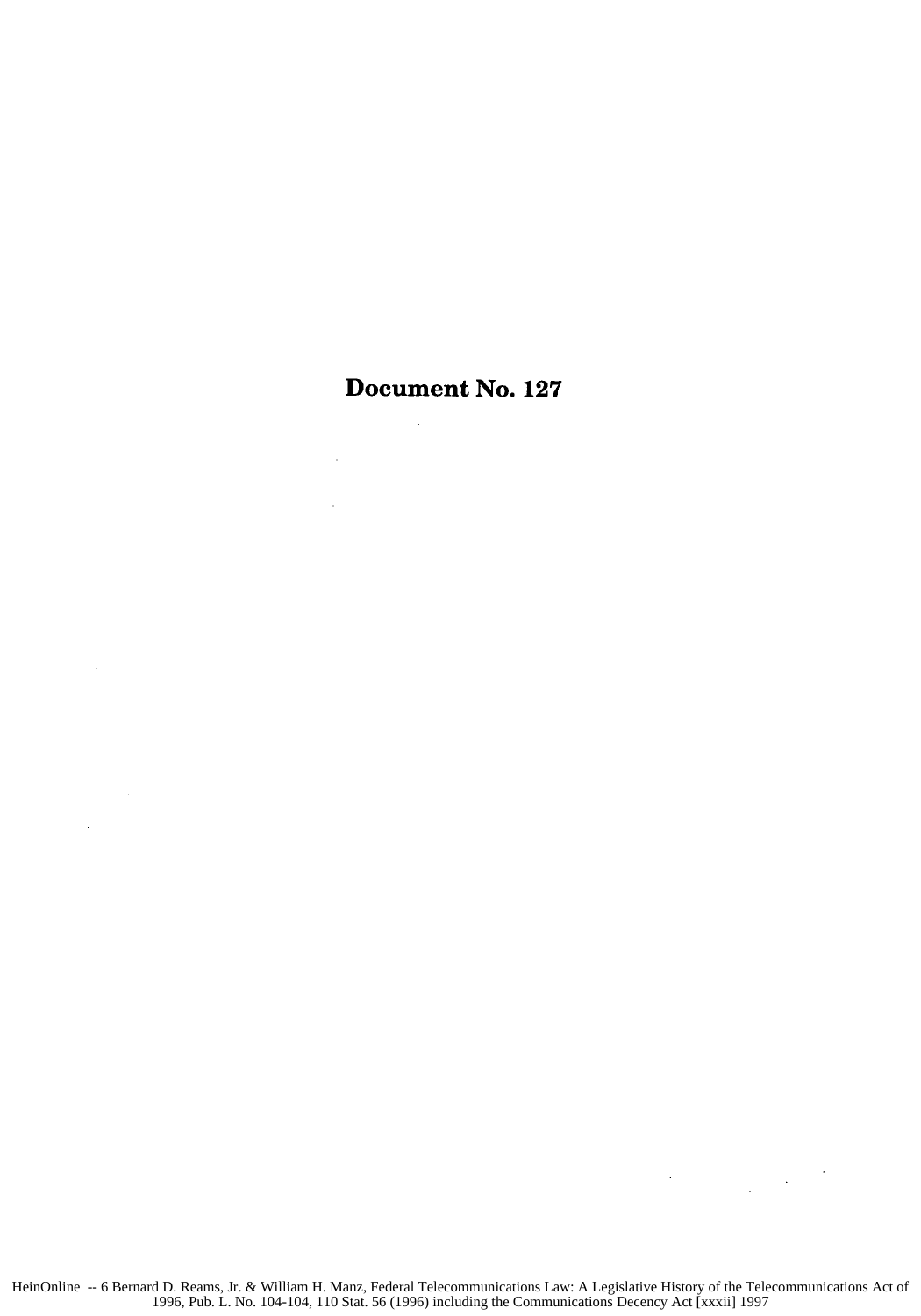# Document No. 127